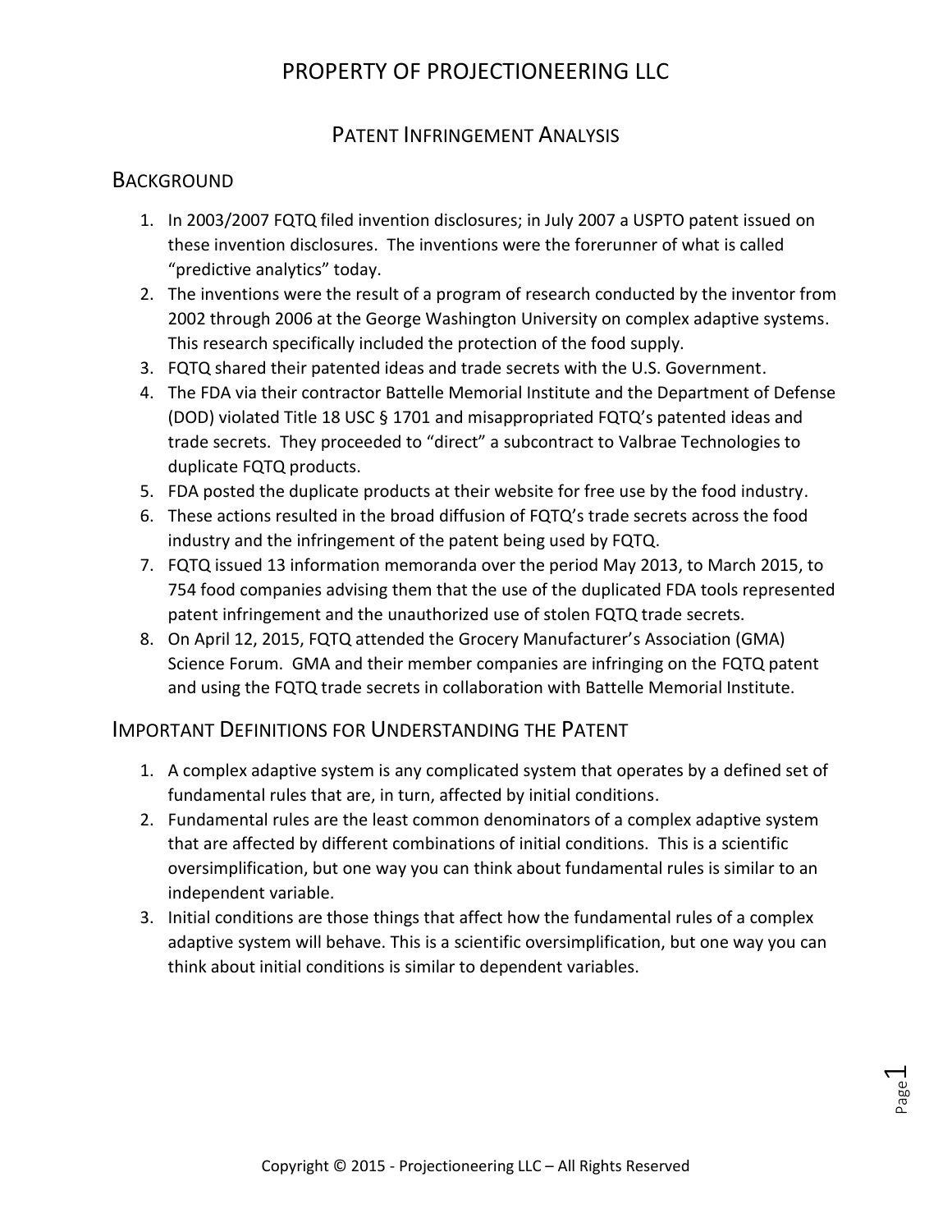# PROPERTY OF PROJECTIONEERING LLC

## PATENT INFRINGEMENT ANALYSIS

### BACKGROUND

1. In 2003/2007 FQTQ filed invention disclosures; in July 2007 a USPTO patent issued on these invention disclosures. The inventions were the forerunner of what is called "predictive analytics" today.
2. The inventions were the result of a program of research conducted by the inventor from 2002 through 2006 at the George Washington University on complex adaptive systems. This research specifically included the protection of the food supply.
3. FQTQ shared their patented ideas and trade secrets with the U.S. Government.
4. The FDA via their contractor Battelle Memorial Institute and the Department of Defense (DOD) violated Title 18 USC § 1701 and misappropriated FQTQ's patented ideas and trade secrets. They proceeded to "direct" a subcontract to Valbrae Technologies to duplicate FQTQ products.
5. FDA posted the duplicate products at their website for free use by the food industry.
6. These actions resulted in the broad diffusion of FQTQ's trade secrets across the food industry and the infringement of the patent being used by FQTQ.
7. FQTQ issued 13 information memoranda over the period May 2013, to March 2015, to 754 food companies advising them that the use of the duplicated FDA tools represented patent infringement and the unauthorized use of stolen FQTQ trade secrets.
8. On April 12, 2015, FQTQ attended the Grocery Manufacturer's Association (GMA) Science Forum. GMA and their member companies are infringing on the FQTQ patent and using the FQTQ trade secrets in collaboration with Battelle Memorial Institute.

### IMPORTANT DEFINITIONS FOR UNDERSTANDING THE PATENT

1. A complex adaptive system is any complicated system that operates by a defined set of fundamental rules that are, in turn, affected by initial conditions.
2. Fundamental rules are the least common denominators of a complex adaptive system that are affected by different combinations of initial conditions. This is a scientific oversimplification, but one way you can think about fundamental rules is similar to an independent variable.
3. Initial conditions are those things that affect how the fundamental rules of a complex adaptive system will behave. This is a scientific oversimplification, but one way you can think about initial conditions is similar to dependent variables.

Copyright © 2015 - Projectioneering LLC – All Rights Reserved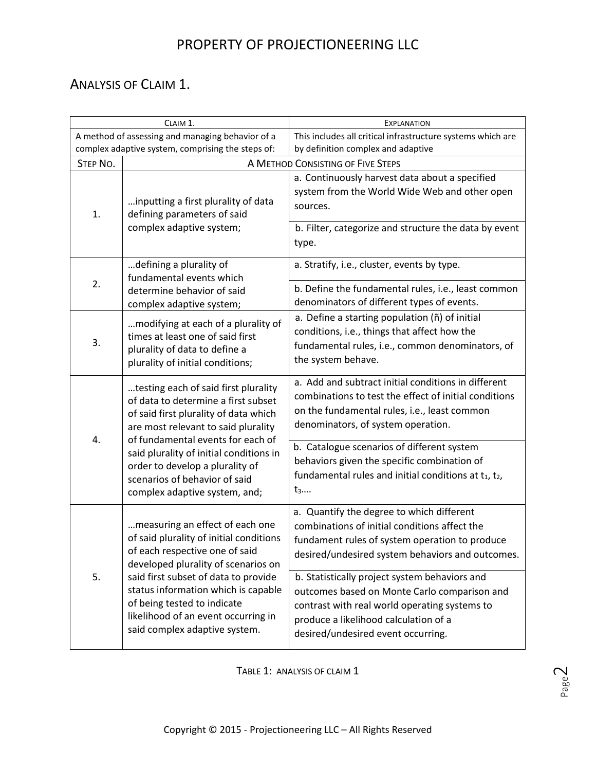## Analysis of Claim 1.

| Step No. | Claim 1. | Explanation |
|---|---|---|
| | A method of assessing and managing behavior of a complex adaptive system, comprising the steps of: | This includes all critical infrastructure systems which are by definition complex and adaptive |
| | A Method Consisting of Five Steps | |
| 1. | …inputting a first plurality of data defining parameters of said complex adaptive system; | a. Continuously harvest data about a specified system from the World Wide Web and other open sources. |
| | | b. Filter, categorize and structure the data by event type. |
| 2. | …defining a plurality of fundamental events which determine behavior of said complex adaptive system; | a. Stratify, i.e., cluster, events by type. |
| | | b. Define the fundamental rules, i.e., least common denominators of different types of events. |
| 3. | …modifying at each of a plurality of times at least one of said first plurality of data to define a plurality of initial conditions; | a. Define a starting population (ñ) of initial conditions, i.e., things that affect how the fundamental rules, i.e., common denominators, of the system behave. |
| 4. | …testing each of said first plurality of data to determine a first subset of said first plurality of data which are most relevant to said plurality of fundamental events for each of said plurality of initial conditions in order to develop a plurality of scenarios of behavior of said complex adaptive system, and; | a. Add and subtract initial conditions in different combinations to test the effect of initial conditions on the fundamental rules, i.e., least common denominators, of system operation. |
| | | b. Catalogue scenarios of different system behaviors given the specific combination of fundamental rules and initial conditions at $t_1$, $t_2$, $t_3$…. |
| 5. | …measuring an effect of each one of said plurality of initial conditions of each respective one of said developed plurality of scenarios on said first subset of data to provide status information which is capable of being tested to indicate likelihood of an event occurring in said complex adaptive system. | a. Quantify the degree to which different combinations of initial conditions affect the fundament rules of system operation to produce desired/undesired system behaviors and outcomes. |
| | | b. Statistically project system behaviors and outcomes based on Monte Carlo comparison and contrast with real world operating systems to produce a likelihood calculation of a desired/undesired event occurring. |

Table 1: Analysis of Claim 1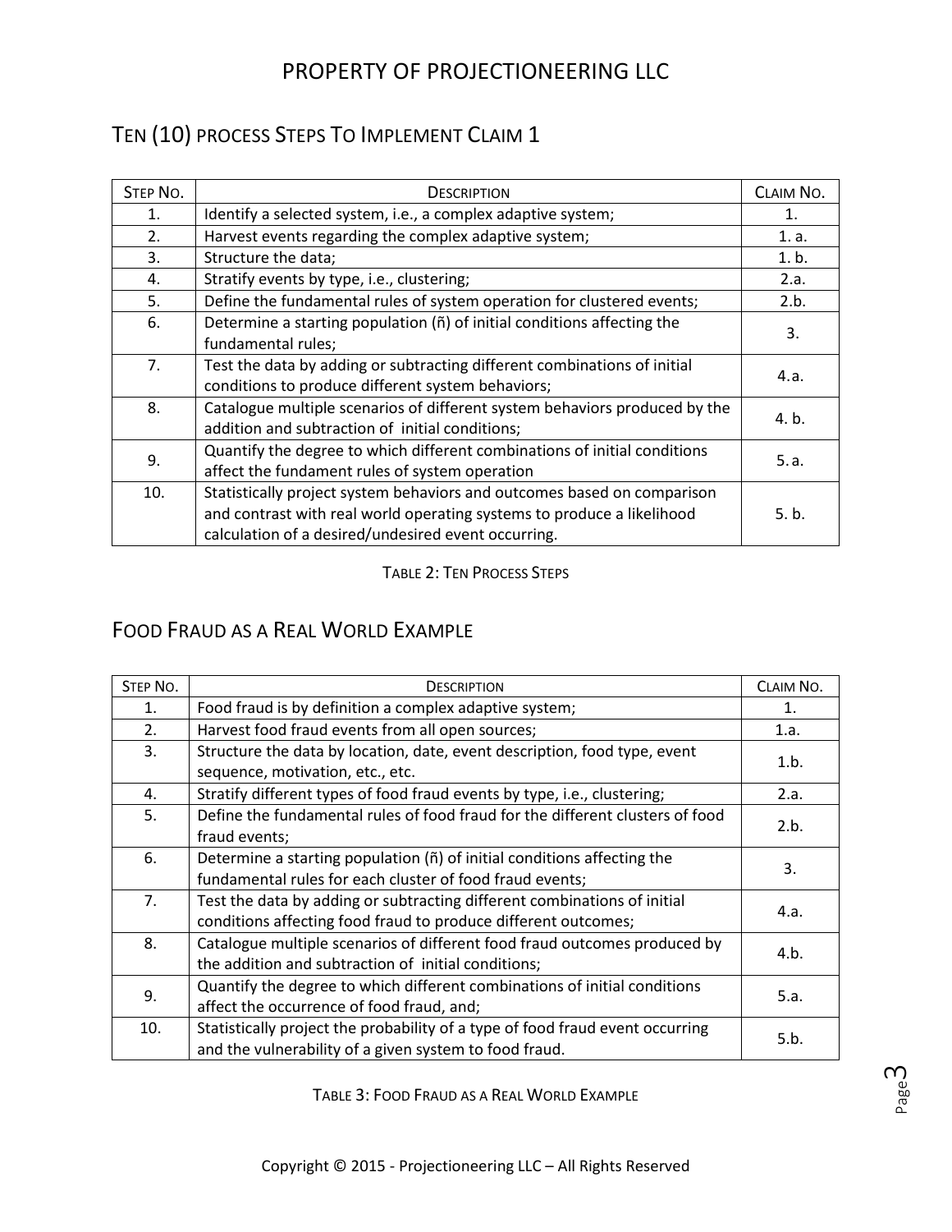## Ten (10) Process Steps To Implement Claim 1

| Step No. | Description | Claim No. |
|---|---|---|
| 1. | Identify a selected system, i.e., a complex adaptive system; | 1. |
| 2. | Harvest events regarding the complex adaptive system; | 1. a. |
| 3. | Structure the data; | 1. b. |
| 4. | Stratify events by type, i.e., clustering; | 2.a. |
| 5. | Define the fundamental rules of system operation for clustered events; | 2.b. |
| 6. | Determine a starting population (ñ) of initial conditions affecting the fundamental rules; | 3. |
| 7. | Test the data by adding or subtracting different combinations of initial conditions to produce different system behaviors; | 4.a. |
| 8. | Catalogue multiple scenarios of different system behaviors produced by the addition and subtraction of initial conditions; | 4. b. |
| 9. | Quantify the degree to which different combinations of initial conditions affect the fundament rules of system operation | 5. a. |
| 10. | Statistically project system behaviors and outcomes based on comparison and contrast with real world operating systems to produce a likelihood calculation of a desired/undesired event occurring. | 5. b. |

Table 2: Ten Process Steps

## Food Fraud As A Real World Example

| Step No. | Description | Claim No. |
|---|---|---|
| 1. | Food fraud is by definition a complex adaptive system; | 1. |
| 2. | Harvest food fraud events from all open sources; | 1.a. |
| 3. | Structure the data by location, date, event description, food type, event sequence, motivation, etc., etc. | 1.b. |
| 4. | Stratify different types of food fraud events by type, i.e., clustering; | 2.a. |
| 5. | Define the fundamental rules of food fraud for the different clusters of food fraud events; | 2.b. |
| 6. | Determine a starting population (ñ) of initial conditions affecting the fundamental rules for each cluster of food fraud events; | 3. |
| 7. | Test the data by adding or subtracting different combinations of initial conditions affecting food fraud to produce different outcomes; | 4.a. |
| 8. | Catalogue multiple scenarios of different food fraud outcomes produced by the addition and subtraction of initial conditions; | 4.b. |
| 9. | Quantify the degree to which different combinations of initial conditions affect the occurrence of food fraud, and; | 5.a. |
| 10. | Statistically project the probability of a type of food fraud event occurring and the vulnerability of a given system to food fraud. | 5.b. |

Table 3: Food Fraud As A Real World Example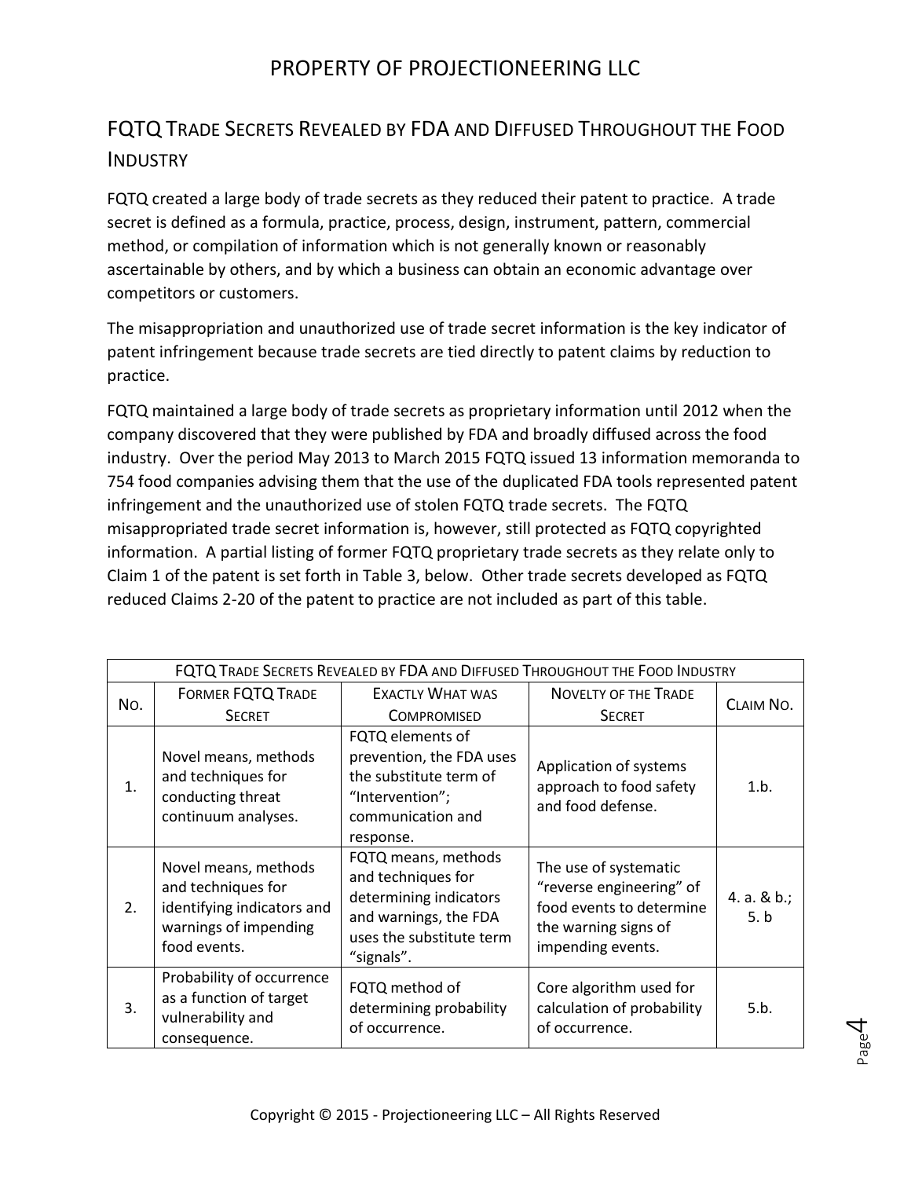## FQTQ Trade Secrets Revealed by FDA and Diffused Throughout the Food Industry

FQTQ created a large body of trade secrets as they reduced their patent to practice. A trade secret is defined as a formula, practice, process, design, instrument, pattern, commercial method, or compilation of information which is not generally known or reasonably ascertainable by others, and by which a business can obtain an economic advantage over competitors or customers.

The misappropriation and unauthorized use of trade secret information is the key indicator of patent infringement because trade secrets are tied directly to patent claims by reduction to practice.

FQTQ maintained a large body of trade secrets as proprietary information until 2012 when the company discovered that they were published by FDA and broadly diffused across the food industry. Over the period May 2013 to March 2015 FQTQ issued 13 information memoranda to 754 food companies advising them that the use of the duplicated FDA tools represented patent infringement and the unauthorized use of stolen FQTQ trade secrets. The FQTQ misappropriated trade secret information is, however, still protected as FQTQ copyrighted information. A partial listing of former FQTQ proprietary trade secrets as they relate only to Claim 1 of the patent is set forth in Table 3, below. Other trade secrets developed as FQTQ reduced Claims 2-20 of the patent to practice are not included as part of this table.

| FQTQ Trade Secrets Revealed by FDA and Diffused Throughout the Food Industry | | | | |
|---|---|---|---|---|
| No. | Former FQTQ Trade Secret | Exactly What was Compromised | Novelty of the Trade Secret | Claim No. |
| 1. | Novel means, methods and techniques for conducting threat continuum analyses. | FQTQ elements of prevention, the FDA uses the substitute term of "Intervention"; communication and response. | Application of systems approach to food safety and food defense. | 1.b. |
| 2. | Novel means, methods and techniques for identifying indicators and warnings of impending food events. | FQTQ means, methods and techniques for determining indicators and warnings, the FDA uses the substitute term "signals". | The use of systematic "reverse engineering" of food events to determine the warning signs of impending events. | 4. a. & b.; 5. b |
| 3. | Probability of occurrence as a function of target vulnerability and consequence. | FQTQ method of determining probability of occurrence. | Core algorithm used for calculation of probability of occurrence. | 5.b. |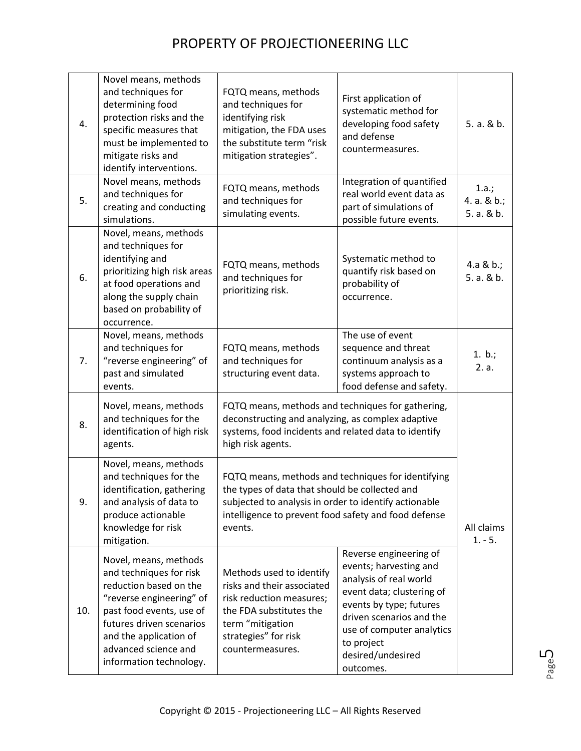| 4. | Novel means, methods and techniques for determining food protection risks and the specific measures that must be implemented to mitigate risks and identify interventions. | FQTQ means, methods and techniques for identifying risk mitigation, the FDA uses the substitute term "risk mitigation strategies". | First application of systematic method for developing food safety and defense countermeasures. | 5. a. & b. |
|---|---|---|---|---|
| 5. | Novel means, methods and techniques for creating and conducting simulations. | FQTQ means, methods and techniques for simulating events. | Integration of quantified real world event data as part of simulations of possible future events. | 1.a.; 4. a. & b.; 5. a. & b. |
| 6. | Novel, means, methods and techniques for identifying and prioritizing high risk areas at food operations and along the supply chain based on probability of occurrence. | FQTQ means, methods and techniques for prioritizing risk. | Systematic method to quantify risk based on probability of occurrence. | 4.a & b.; 5. a. & b. |
| 7. | Novel, means, methods and techniques for "reverse engineering" of past and simulated events. | FQTQ means, methods and techniques for structuring event data. | The use of event sequence and threat continuum analysis as a systems approach to food defense and safety. | 1. b.; 2. a. |
| 8. | Novel, means, methods and techniques for the identification of high risk agents. | FQTQ means, methods and techniques for gathering, deconstructing and analyzing, as complex adaptive systems, food incidents and related data to identify high risk agents. | | All claims 1. - 5. |
| 9. | Novel, means, methods and techniques for the identification, gathering and analysis of data to produce actionable knowledge for risk mitigation. | FQTQ means, methods and techniques for identifying the types of data that should be collected and subjected to analysis in order to identify actionable intelligence to prevent food safety and food defense events. | | |
| 10. | Novel, means, methods and techniques for risk reduction based on the "reverse engineering" of past food events, use of futures driven scenarios and the application of advanced science and information technology. | Methods used to identify risks and their associated risk reduction measures; the FDA substitutes the term "mitigation strategies" for risk countermeasures. | Reverse engineering of events; harvesting and analysis of real world event data; clustering of events by type; futures driven scenarios and the use of computer analytics to project desired/undesired outcomes. | |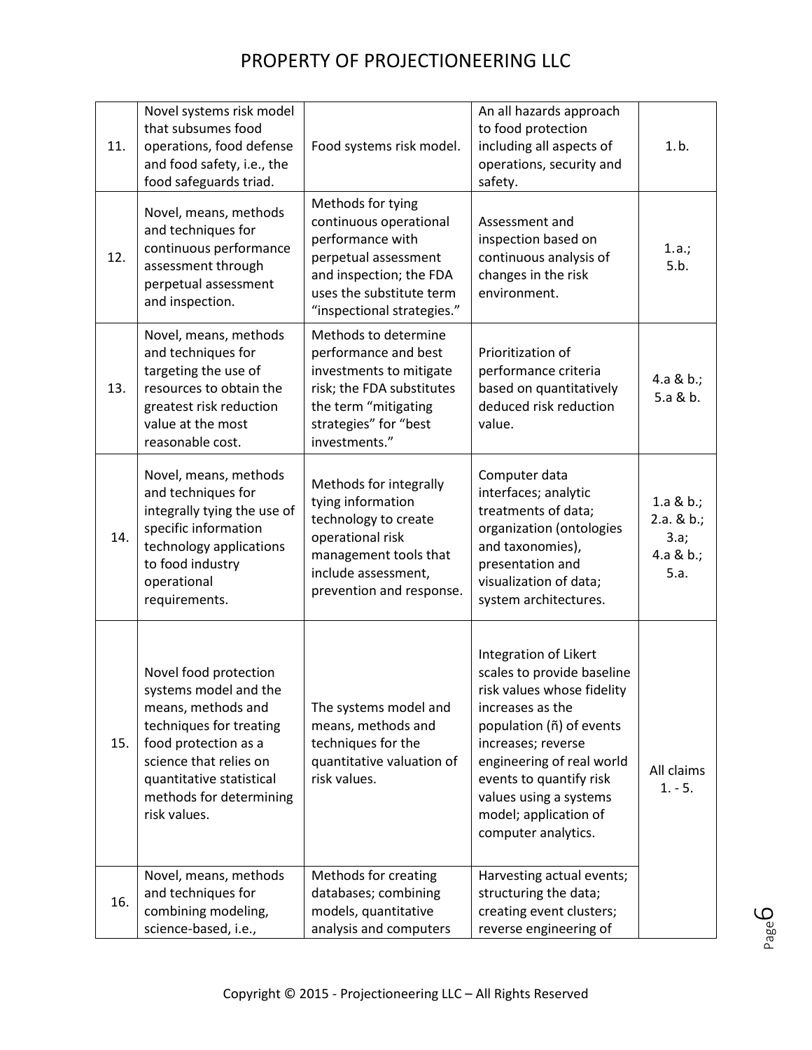| | | | | |
|---|---|---|---|---|
| 11. | Novel systems risk model that subsumes food operations, food defense and food safety, i.e., the food safeguards triad. | Food systems risk model. | An all hazards approach to food protection including all aspects of operations, security and safety. | 1. b. |
| 12. | Novel, means, methods and techniques for continuous performance assessment through perpetual assessment and inspection. | Methods for tying continuous operational performance with perpetual assessment and inspection; the FDA uses the substitute term "inspectional strategies." | Assessment and inspection based on continuous analysis of changes in the risk environment. | 1.a.; 5.b. |
| 13. | Novel, means, methods and techniques for targeting the use of resources to obtain the greatest risk reduction value at the most reasonable cost. | Methods to determine performance and best investments to mitigate risk; the FDA substitutes the term "mitigating strategies" for "best investments." | Prioritization of performance criteria based on quantitatively deduced risk reduction value. | 4.a & b.; 5.a & b. |
| 14. | Novel, means, methods and techniques for integrally tying the use of specific information technology applications to food industry operational requirements. | Methods for integrally tying information technology to create operational risk management tools that include assessment, prevention and response. | Computer data interfaces; analytic treatments of data; organization (ontologies and taxonomies), presentation and visualization of data; system architectures. | 1.a & b.; 2.a. & b.; 3.a; 4.a & b.; 5.a. |
| 15. | Novel food protection systems model and the means, methods and techniques for treating food protection as a science that relies on quantitative statistical methods for determining risk values. | The systems model and means, methods and techniques for the quantitative valuation of risk values. | Integration of Likert scales to provide baseline risk values whose fidelity increases as the population (ñ) of events increases; reverse engineering of real world events to quantify risk values using a systems model; application of computer analytics. | All claims 1. - 5. |
| 16. | Novel, means, methods and techniques for combining modeling, science-based, i.e., | Methods for creating databases; combining models, quantitative analysis and computers | Harvesting actual events; structuring the data; creating event clusters; reverse engineering of | |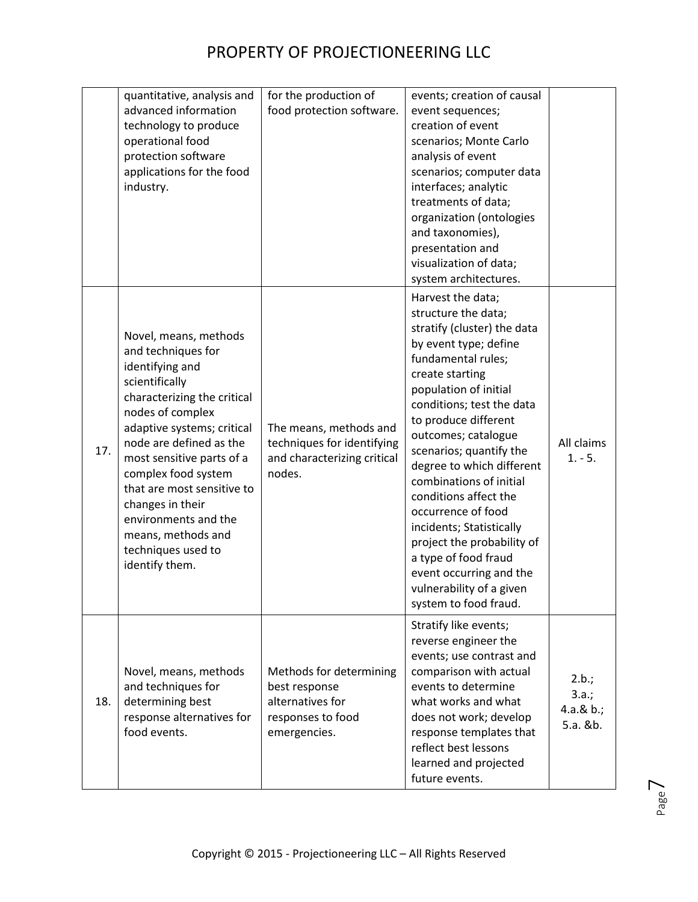| | | | | |
|---|---|---|---|---|
| | quantitative, analysis and advanced information technology to produce operational food protection software applications for the food industry. | for the production of food protection software. | events; creation of causal event sequences; creation of event scenarios; Monte Carlo analysis of event scenarios; computer data interfaces; analytic treatments of data; organization (ontologies and taxonomies), presentation and visualization of data; system architectures. | |
| 17. | Novel, means, methods and techniques for identifying and scientifically characterizing the critical nodes of complex adaptive systems; critical node are defined as the most sensitive parts of a complex food system that are most sensitive to changes in their environments and the means, methods and techniques used to identify them. | The means, methods and techniques for identifying and characterizing critical nodes. | Harvest the data; structure the data; stratify (cluster) the data by event type; define fundamental rules; create starting population of initial conditions; test the data to produce different outcomes; catalogue scenarios; quantify the degree to which different combinations of initial conditions affect the occurrence of food incidents; Statistically project the probability of a type of food fraud event occurring and the vulnerability of a given system to food fraud. | All claims 1. - 5. |
| 18. | Novel, means, methods and techniques for determining best response alternatives for food events. | Methods for determining best response alternatives for responses to food emergencies. | Stratify like events; reverse engineer the events; use contrast and comparison with actual events to determine what works and what does not work; develop response templates that reflect best lessons learned and projected future events. | 2.b.; 3.a.; 4.a.& b.; 5.a. &b. |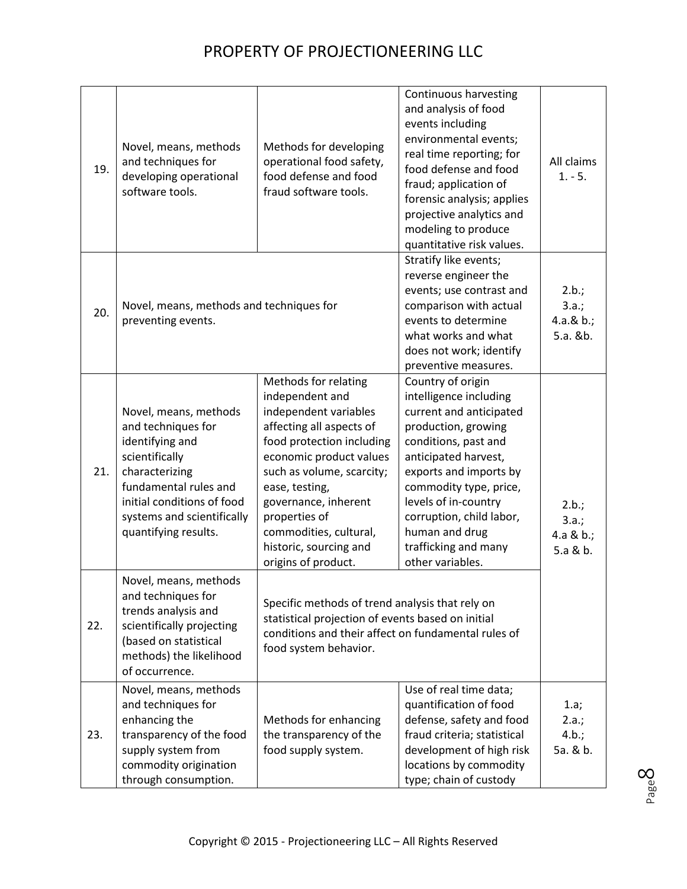| | | | | |
|---|---|---|---|---|
| 19. | Novel, means, methods and techniques for developing operational software tools. | Methods for developing operational food safety, food defense and food fraud software tools. | Continuous harvesting and analysis of food events including environmental events; real time reporting; for food defense and food fraud; application of forensic analysis; applies projective analytics and modeling to produce quantitative risk values. | All claims 1. - 5. |
| 20. | Novel, means, methods and techniques for preventing events. | | Stratify like events; reverse engineer the events; use contrast and comparison with actual events to determine what works and what does not work; identify preventive measures. | 2.b.; 3.a.; 4.a.& b.; 5.a. &b. |
| 21. | Novel, means, methods and techniques for identifying and scientifically characterizing fundamental rules and initial conditions of food systems and scientifically quantifying results. | Methods for relating independent and independent variables affecting all aspects of food protection including economic product values such as volume, scarcity; ease, testing, governance, inherent properties of commodities, cultural, historic, sourcing and origins of product. | Country of origin intelligence including current and anticipated production, growing conditions, past and anticipated harvest, exports and imports by commodity type, price, levels of in-country corruption, child labor, human and drug trafficking and many other variables. | 2.b.; 3.a.; 4.a & b.; 5.a & b. |
| 22. | Novel, means, methods and techniques for trends analysis and scientifically projecting (based on statistical methods) the likelihood of occurrence. | Specific methods of trend analysis that rely on statistical projection of events based on initial conditions and their affect on fundamental rules of food system behavior. | | |
| 23. | Novel, means, methods and techniques for enhancing the transparency of the food supply system from commodity origination through consumption. | Methods for enhancing the transparency of the food supply system. | Use of real time data; quantification of food defense, safety and food fraud criteria; statistical development of high risk locations by commodity type; chain of custody | 1.a; 2.a.; 4.b.; 5a. & b. |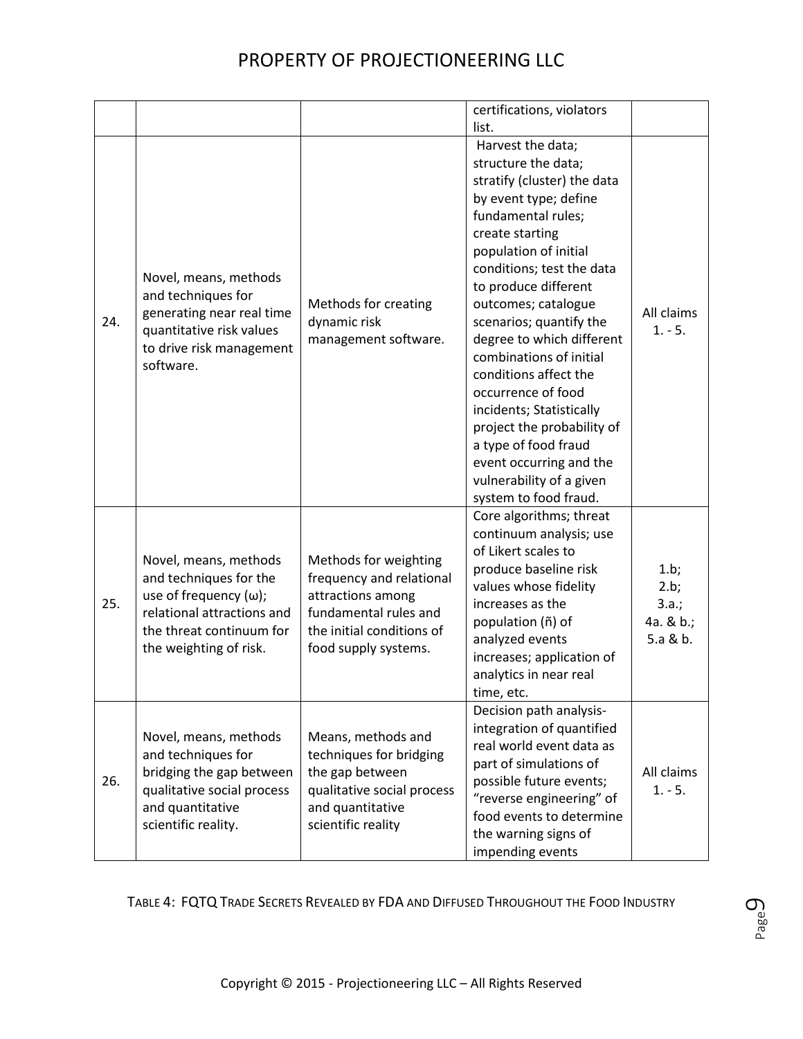| | | | | |
|---|---|---|---|---|
| | | | certifications, violators list. | |
| 24. | Novel, means, methods and techniques for generating near real time quantitative risk values to drive risk management software. | Methods for creating dynamic risk management software. | Harvest the data; structure the data; stratify (cluster) the data by event type; define fundamental rules; create starting population of initial conditions; test the data to produce different outcomes; catalogue scenarios; quantify the degree to which different combinations of initial conditions affect the occurrence of food incidents; Statistically project the probability of a type of food fraud event occurring and the vulnerability of a given system to food fraud. | All claims 1. - 5. |
| 25. | Novel, means, methods and techniques for the use of frequency (ω); relational attractions and the threat continuum for the weighting of risk. | Methods for weighting frequency and relational attractions among fundamental rules and the initial conditions of food supply systems. | Core algorithms; threat continuum analysis; use of Likert scales to produce baseline risk values whose fidelity increases as the population (ñ) of analyzed events increases; application of analytics in near real time, etc. | 1.b; 2.b; 3.a.; 4a. & b.; 5.a & b. |
| 26. | Novel, means, methods and techniques for bridging the gap between qualitative social process and quantitative scientific reality. | Means, methods and techniques for bridging the gap between qualitative social process and quantitative scientific reality | Decision path analysis- integration of quantified real world event data as part of simulations of possible future events; "reverse engineering" of food events to determine the warning signs of impending events | All claims 1. - 5. |

TABLE 4: FQTQ TRADE SECRETS REVEALED BY FDA AND DIFFUSED THROUGHOUT THE FOOD INDUSTRY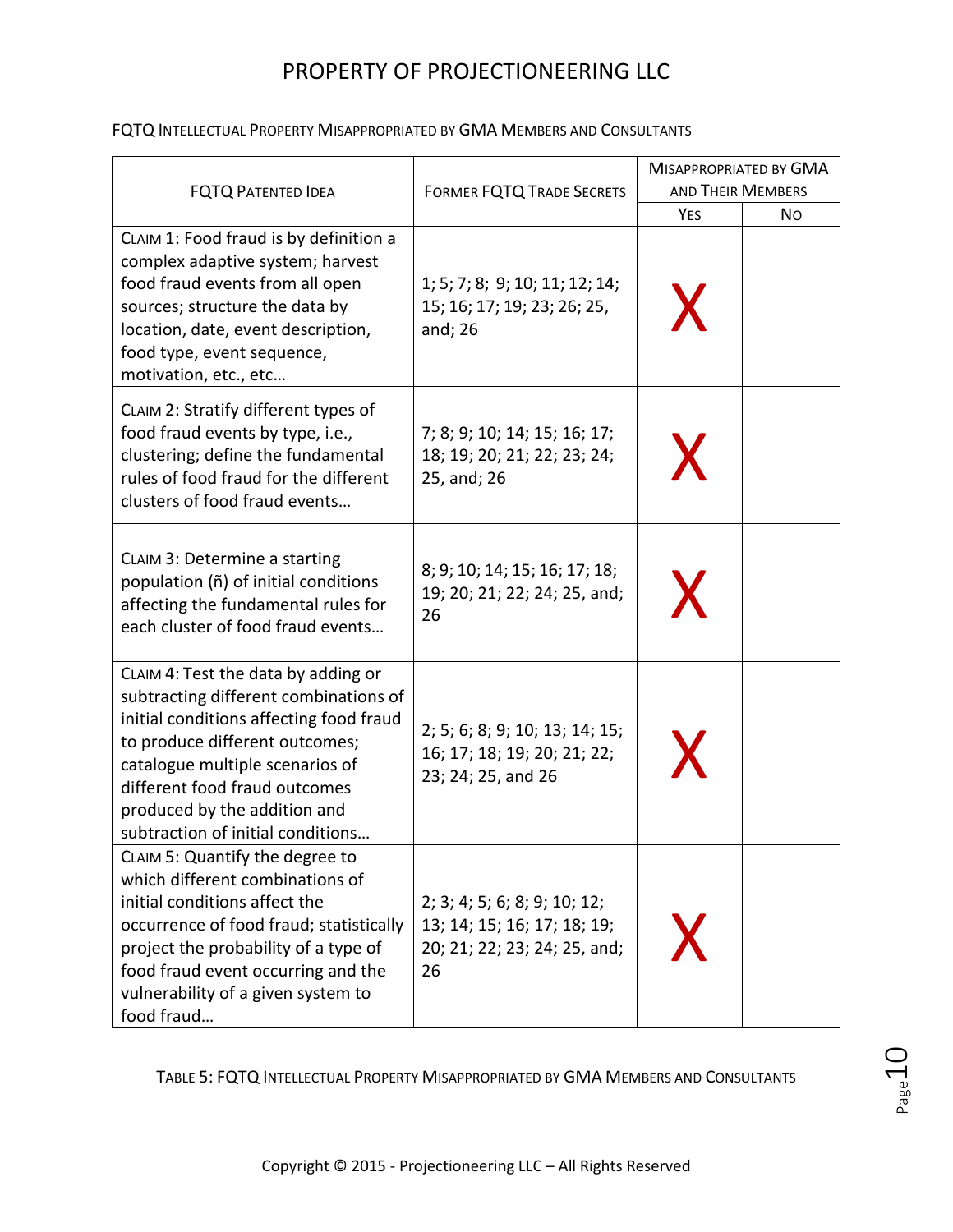# PROPERTY OF PROJECTIONEERING LLC

FQTQ INTELLECTUAL PROPERTY MISAPPROPRIATED BY GMA MEMBERS AND CONSULTANTS

| FQTQ PATENTED IDEA | FORMER FQTQ TRADE SECRETS | MISAPPROPRIATED BY GMA AND THEIR MEMBERS | |
|---|---|---|---|
| | | YES | NO |
| CLAIM 1: Food fraud is by definition a complex adaptive system; harvest food fraud events from all open sources; structure the data by location, date, event description, food type, event sequence, motivation, etc., etc… | 1; 5; 7; 8; 9; 10; 11; 12; 14; 15; 16; 17; 19; 23; 26; 25, and; 26 | X | |
| CLAIM 2: Stratify different types of food fraud events by type, i.e., clustering; define the fundamental rules of food fraud for the different clusters of food fraud events… | 7; 8; 9; 10; 14; 15; 16; 17; 18; 19; 20; 21; 22; 23; 24; 25, and; 26 | X | |
| CLAIM 3: Determine a starting population (ñ) of initial conditions affecting the fundamental rules for each cluster of food fraud events… | 8; 9; 10; 14; 15; 16; 17; 18; 19; 20; 21; 22; 24; 25, and; 26 | X | |
| CLAIM 4: Test the data by adding or subtracting different combinations of initial conditions affecting food fraud to produce different outcomes; catalogue multiple scenarios of different food fraud outcomes produced by the addition and subtraction of initial conditions… | 2; 5; 6; 8; 9; 10; 13; 14; 15; 16; 17; 18; 19; 20; 21; 22; 23; 24; 25, and 26 | X | |
| CLAIM 5: Quantify the degree to which different combinations of initial conditions affect the occurrence of food fraud; statistically project the probability of a type of food fraud event occurring and the vulnerability of a given system to food fraud… | 2; 3; 4; 5; 6; 8; 9; 10; 12; 13; 14; 15; 16; 17; 18; 19; 20; 21; 22; 23; 24; 25, and; 26 | X | |

TABLE 5: FQTQ INTELLECTUAL PROPERTY MISAPPROPRIATED BY GMA MEMBERS AND CONSULTANTS

Copyright © 2015 - Projectioneering LLC – All Rights Reserved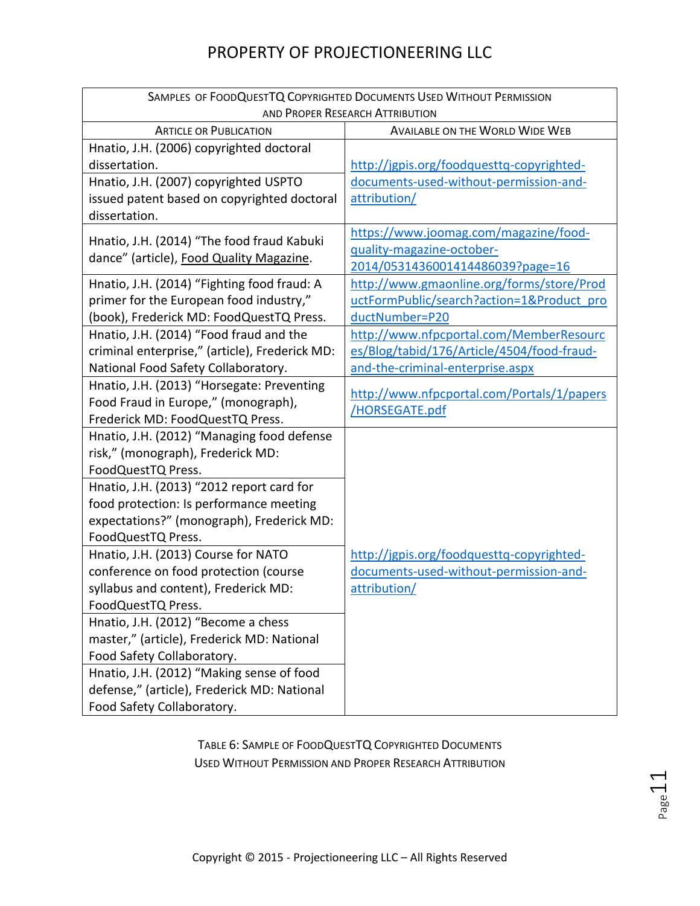| Samples of FoodQuestTQ Copyrighted Documents Used Without Permission and Proper Research Attribution | |
|---|---|
| Article or Publication | Available on the World Wide Web |
| Hnatio, J.H. (2006) copyrighted doctoral dissertation. | http://jgpis.org/foodquesttq-copyrighted-documents-used-without-permission-and-attribution/ |
| Hnatio, J.H. (2007) copyrighted USPTO issued patent based on copyrighted doctoral dissertation. | |
| Hnatio, J.H. (2014) "The food fraud Kabuki dance" (article), Food Quality Magazine. | https://www.joomag.com/magazine/food-quality-magazine-october-2014/0531436001414486039?page=16 |
| Hnatio, J.H. (2014) "Fighting food fraud: A primer for the European food industry," (book), Frederick MD: FoodQuestTQ Press. | http://www.gmaonline.org/forms/store/ProductFormPublic/search?action=1&Product_productNumber=P20 |
| Hnatio, J.H. (2014) "Food fraud and the criminal enterprise," (article), Frederick MD: National Food Safety Collaboratory. | http://www.nfpcportal.com/MemberResources/Blog/tabid/176/Article/4504/food-fraud-and-the-criminal-enterprise.aspx |
| Hnatio, J.H. (2013) "Horsegate: Preventing Food Fraud in Europe," (monograph), Frederick MD: FoodQuestTQ Press. | http://www.nfpcportal.com/Portals/1/papers/HORSEGATE.pdf |
| Hnatio, J.H. (2012) "Managing food defense risk," (monograph), Frederick MD: FoodQuestTQ Press. | http://jgpis.org/foodquesttq-copyrighted-documents-used-without-permission-and-attribution/ |
| Hnatio, J.H. (2013) "2012 report card for food protection: Is performance meeting expectations?" (monograph), Frederick MD: FoodQuestTQ Press. | |
| Hnatio, J.H. (2013) Course for NATO conference on food protection (course syllabus and content), Frederick MD: FoodQuestTQ Press. | |
| Hnatio, J.H. (2012) "Become a chess master," (article), Frederick MD: National Food Safety Collaboratory. | |
| Hnatio, J.H. (2012) "Making sense of food defense," (article), Frederick MD: National Food Safety Collaboratory. | |

Table 6: Sample of FoodQuestTQ Copyrighted Documents Used Without Permission and Proper Research Attribution